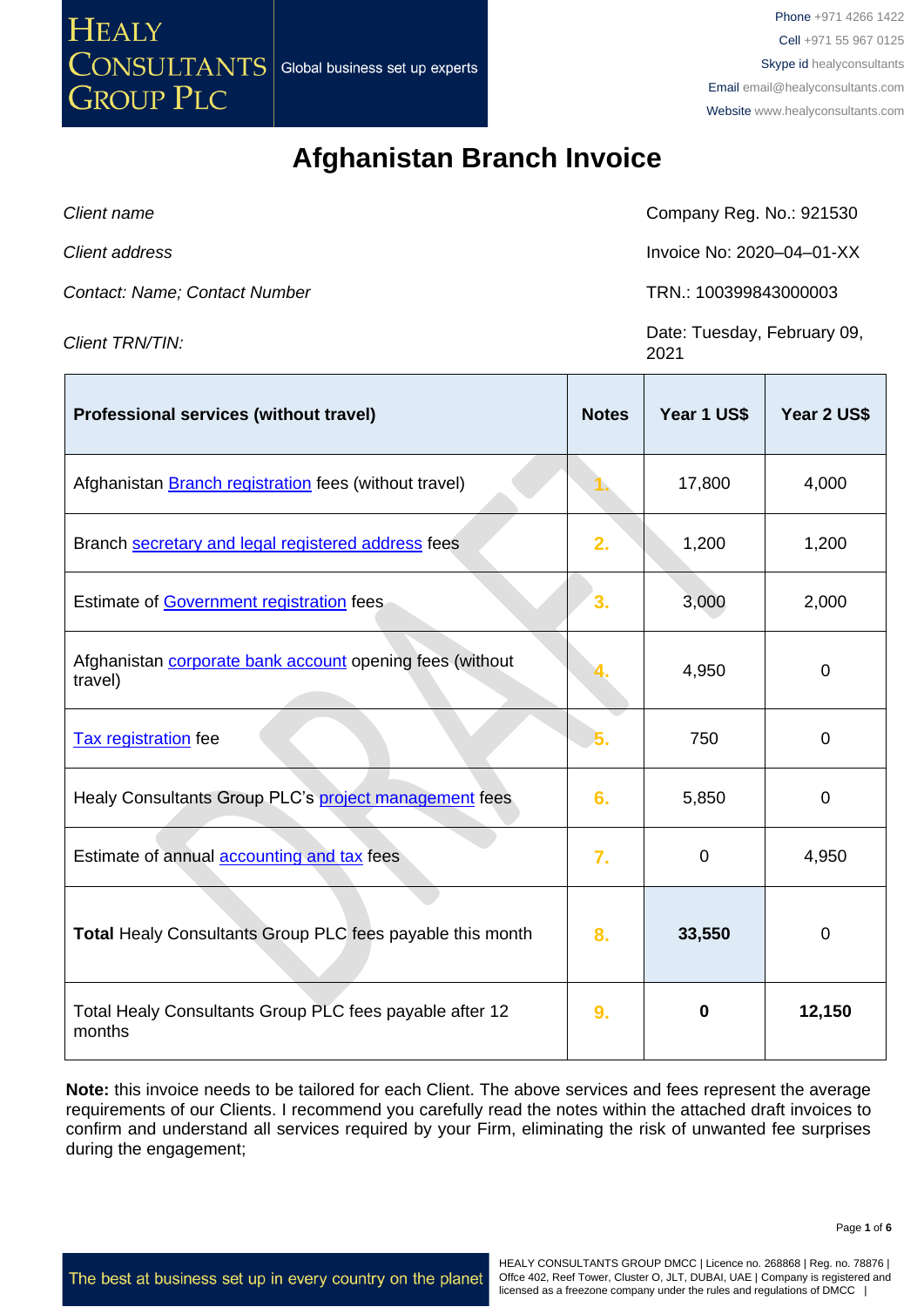# Afghanistan Branch Invoice

| | |
|---|---|
| *Client name* | Company Reg. No.: 921530 |
| *Client address* | Invoice No: 2020–04–01-XX |
| *Contact: Name; Contact Number* | TRN.: 100399843000003 |
| *Client TRN/TIN:* | Date: Tuesday, February 09, 2021 |

| Professional services (without travel) | Notes | Year 1 US$ | Year 2 US$ |
|---|---|---|---|
| Afghanistan Branch registration fees (without travel) | 1. | 17,800 | 4,000 |
| Branch secretary and legal registered address fees | 2. | 1,200 | 1,200 |
| Estimate of Government registration fees | 3. | 3,000 | 2,000 |
| Afghanistan corporate bank account opening fees (without travel) | 4. | 4,950 | 0 |
| Tax registration fee | 5. | 750 | 0 |
| Healy Consultants Group PLC's project management fees | 6. | 5,850 | 0 |
| Estimate of annual accounting and tax fees | 7. | 0 | 4,950 |
| **Total** Healy Consultants Group PLC fees payable this month | 8. | **33,550** | 0 |
| Total Healy Consultants Group PLC fees payable after 12 months | 9. | **0** | **12,150** |

**Note:** this invoice needs to be tailored for each Client. The above services and fees represent the average requirements of our Clients. I recommend you carefully read the notes within the attached draft invoices to confirm and understand all services required by your Firm, eliminating the risk of unwanted fee surprises during the engagement;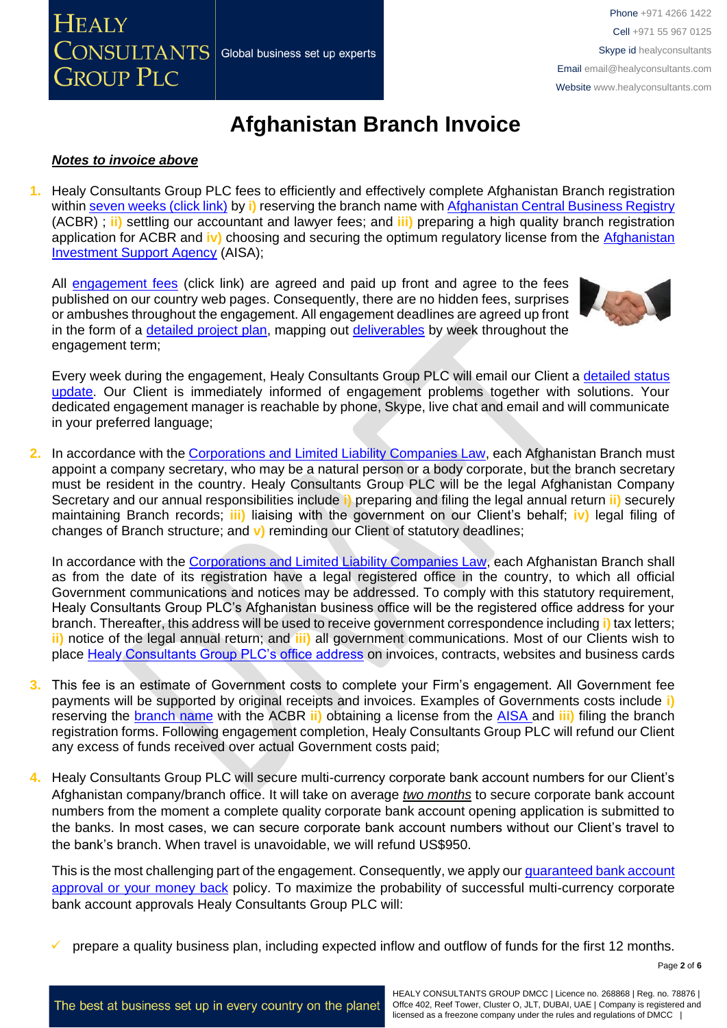# Afghanistan Branch Invoice

***Notes to invoice above***

1. Healy Consultants Group PLC fees to efficiently and effectively complete Afghanistan Branch registration within seven weeks (click link) by **i)** reserving the branch name with Afghanistan Central Business Registry (ACBR) ; **ii)** settling our accountant and lawyer fees; and **iii)** preparing a high quality branch registration application for ACBR and **iv)** choosing and securing the optimum regulatory license from the Afghanistan Investment Support Agency (AISA);

   All engagement fees (click link) are agreed and paid up front and agree to the fees published on our country web pages. Consequently, there are no hidden fees, surprises or ambushes throughout the engagement. All engagement deadlines are agreed up front in the form of a detailed project plan, mapping out deliverables by week throughout the engagement term;

   Every week during the engagement, Healy Consultants Group PLC will email our Client a detailed status update. Our Client is immediately informed of engagement problems together with solutions. Your dedicated engagement manager is reachable by phone, Skype, live chat and email and will communicate in your preferred language;

2. In accordance with the Corporations and Limited Liability Companies Law, each Afghanistan Branch must appoint a company secretary, who may be a natural person or a body corporate, but the branch secretary must be resident in the country. Healy Consultants Group PLC will be the legal Afghanistan Company Secretary and our annual responsibilities include **i)** preparing and filing the legal annual return **ii)** securely maintaining Branch records; **iii)** liaising with the government on our Client's behalf; **iv)** legal filing of changes of Branch structure; and **v)** reminding our Client of statutory deadlines;

   In accordance with the Corporations and Limited Liability Companies Law, each Afghanistan Branch shall as from the date of its registration have a legal registered office in the country, to which all official Government communications and notices may be addressed. To comply with this statutory requirement, Healy Consultants Group PLC's Afghanistan business office will be the registered office address for your branch. Thereafter, this address will be used to receive government correspondence including **i)** tax letters; **ii)** notice of the legal annual return; and **iii)** all government communications. Most of our Clients wish to place Healy Consultants Group PLC's office address on invoices, contracts, websites and business cards

3. This fee is an estimate of Government costs to complete your Firm's engagement. All Government fee payments will be supported by original receipts and invoices. Examples of Governments costs include **i)** reserving the branch name with the ACBR **ii)** obtaining a license from the AISA and **iii)** filing the branch registration forms. Following engagement completion, Healy Consultants Group PLC will refund our Client any excess of funds received over actual Government costs paid;

4. Healy Consultants Group PLC will secure multi-currency corporate bank account numbers for our Client's Afghanistan company/branch office. It will take on average *two months* to secure corporate bank account numbers from the moment a complete quality corporate bank account opening application is submitted to the banks. In most cases, we can secure corporate bank account numbers without our Client's travel to the bank's branch. When travel is unavoidable, we will refund US$950.

   This is the most challenging part of the engagement. Consequently, we apply our guaranteed bank account approval or your money back policy. To maximize the probability of successful multi-currency corporate bank account approvals Healy Consultants Group PLC will:

   - ✓ prepare a quality business plan, including expected inflow and outflow of funds for the first 12 months.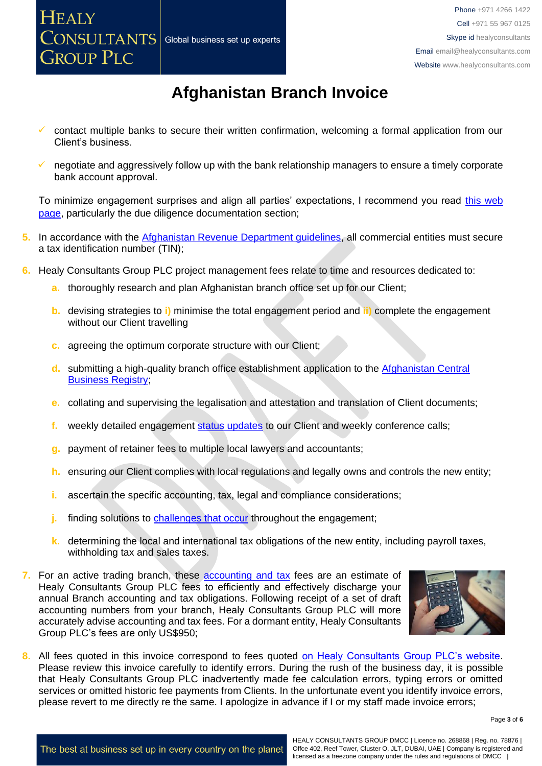# Afghanistan Branch Invoice

- ✓ contact multiple banks to secure their written confirmation, welcoming a formal application from our Client's business.
- ✓ negotiate and aggressively follow up with the bank relationship managers to ensure a timely corporate bank account approval.

To minimize engagement surprises and align all parties' expectations, I recommend you read this web page, particularly the due diligence documentation section;

5. In accordance with the Afghanistan Revenue Department guidelines, all commercial entities must secure a tax identification number (TIN);

6. Healy Consultants Group PLC project management fees relate to time and resources dedicated to:

   a. thoroughly research and plan Afghanistan branch office set up for our Client;

   b. devising strategies to i) minimise the total engagement period and ii) complete the engagement without our Client travelling

   c. agreeing the optimum corporate structure with our Client;

   d. submitting a high-quality branch office establishment application to the Afghanistan Central Business Registry;

   e. collating and supervising the legalisation and attestation and translation of Client documents;

   f. weekly detailed engagement status updates to our Client and weekly conference calls;

   g. payment of retainer fees to multiple local lawyers and accountants;

   h. ensuring our Client complies with local regulations and legally owns and controls the new entity;

   i. ascertain the specific accounting, tax, legal and compliance considerations;

   j. finding solutions to challenges that occur throughout the engagement;

   k. determining the local and international tax obligations of the new entity, including payroll taxes, withholding tax and sales taxes.

7. For an active trading branch, these accounting and tax fees are an estimate of Healy Consultants Group PLC fees to efficiently and effectively discharge your annual Branch accounting and tax obligations. Following receipt of a set of draft accounting numbers from your branch, Healy Consultants Group PLC will more accurately advise accounting and tax fees. For a dormant entity, Healy Consultants Group PLC's fees are only US$950;

8. All fees quoted in this invoice correspond to fees quoted on Healy Consultants Group PLC's website. Please review this invoice carefully to identify errors. During the rush of the business day, it is possible that Healy Consultants Group PLC inadvertently made fee calculation errors, typing errors or omitted services or omitted historic fee payments from Clients. In the unfortunate event you identify invoice errors, please revert to me directly re the same. I apologize in advance if I or my staff made invoice errors;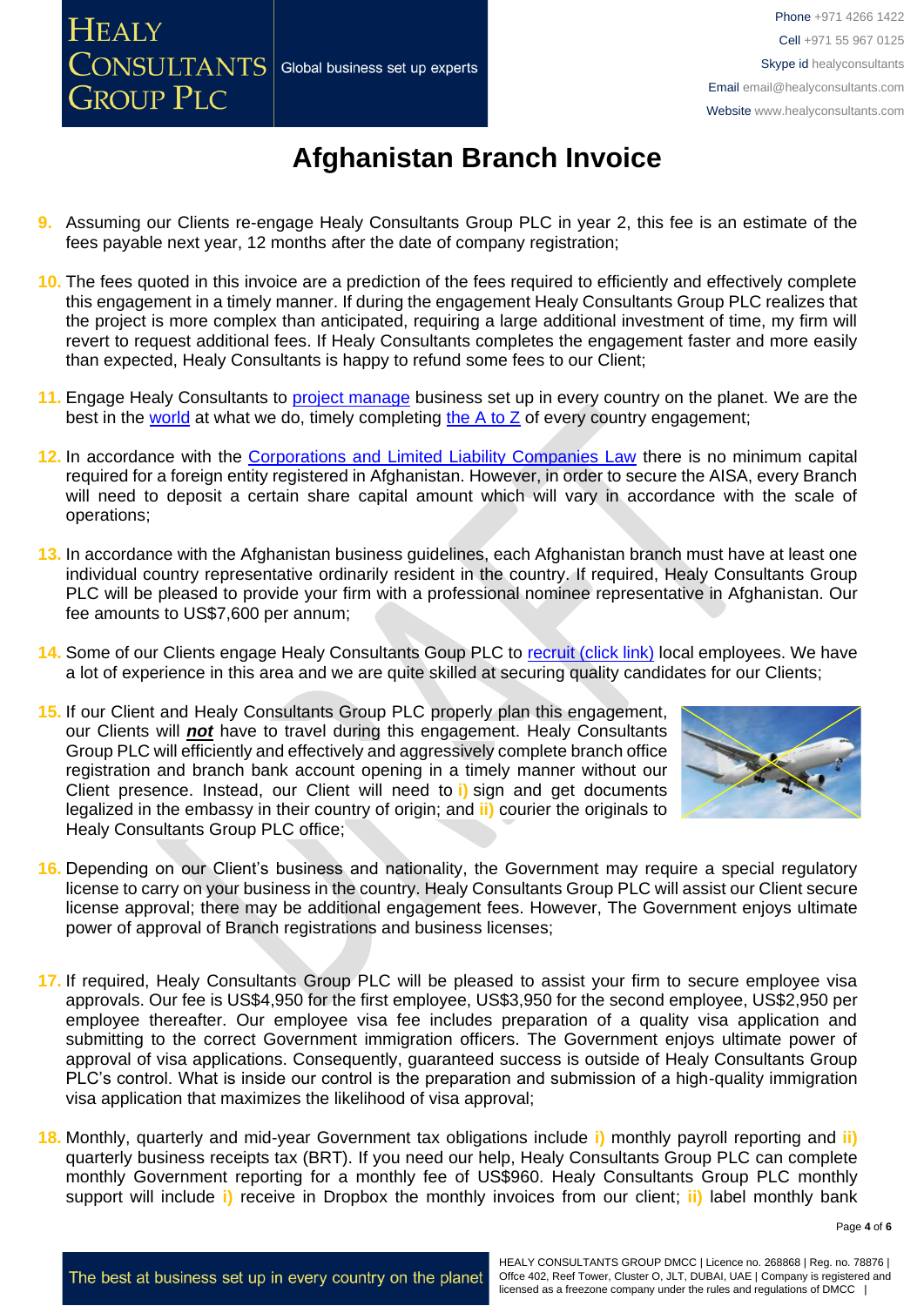# Afghanistan Branch Invoice

9. Assuming our Clients re-engage Healy Consultants Group PLC in year 2, this fee is an estimate of the fees payable next year, 12 months after the date of company registration;

10. The fees quoted in this invoice are a prediction of the fees required to efficiently and effectively complete this engagement in a timely manner. If during the engagement Healy Consultants Group PLC realizes that the project is more complex than anticipated, requiring a large additional investment of time, my firm will revert to request additional fees. If Healy Consultants completes the engagement faster and more easily than expected, Healy Consultants is happy to refund some fees to our Client;

11. Engage Healy Consultants to project manage business set up in every country on the planet. We are the best in the world at what we do, timely completing the A to Z of every country engagement;

12. In accordance with the Corporations and Limited Liability Companies Law there is no minimum capital required for a foreign entity registered in Afghanistan. However, in order to secure the AISA, every Branch will need to deposit a certain share capital amount which will vary in accordance with the scale of operations;

13. In accordance with the Afghanistan business guidelines, each Afghanistan branch must have at least one individual country representative ordinarily resident in the country. If required, Healy Consultants Group PLC will be pleased to provide your firm with a professional nominee representative in Afghanistan. Our fee amounts to US$7,600 per annum;

14. Some of our Clients engage Healy Consultants Goup PLC to recruit (click link) local employees. We have a lot of experience in this area and we are quite skilled at securing quality candidates for our Clients;

15. If our Client and Healy Consultants Group PLC properly plan this engagement, our Clients will ***not*** have to travel during this engagement. Healy Consultants Group PLC will efficiently and effectively and aggressively complete branch office registration and branch bank account opening in a timely manner without our Client presence. Instead, our Client will need to **i)** sign and get documents legalized in the embassy in their country of origin; and **ii)** courier the originals to Healy Consultants Group PLC office;

16. Depending on our Client's business and nationality, the Government may require a special regulatory license to carry on your business in the country. Healy Consultants Group PLC will assist our Client secure license approval; there may be additional engagement fees. However, The Government enjoys ultimate power of approval of Branch registrations and business licenses;

17. If required, Healy Consultants Group PLC will be pleased to assist your firm to secure employee visa approvals. Our fee is US$4,950 for the first employee, US$3,950 for the second employee, US$2,950 per employee thereafter. Our employee visa fee includes preparation of a quality visa application and submitting to the correct Government immigration officers. The Government enjoys ultimate power of approval of visa applications. Consequently, guaranteed success is outside of Healy Consultants Group PLC's control. What is inside our control is the preparation and submission of a high-quality immigration visa application that maximizes the likelihood of visa approval;

18. Monthly, quarterly and mid-year Government tax obligations include **i)** monthly payroll reporting and **ii)** quarterly business receipts tax (BRT). If you need our help, Healy Consultants Group PLC can complete monthly Government reporting for a monthly fee of US$960. Healy Consultants Group PLC monthly support will include **i)** receive in Dropbox the monthly invoices from our client; **ii)** label monthly bank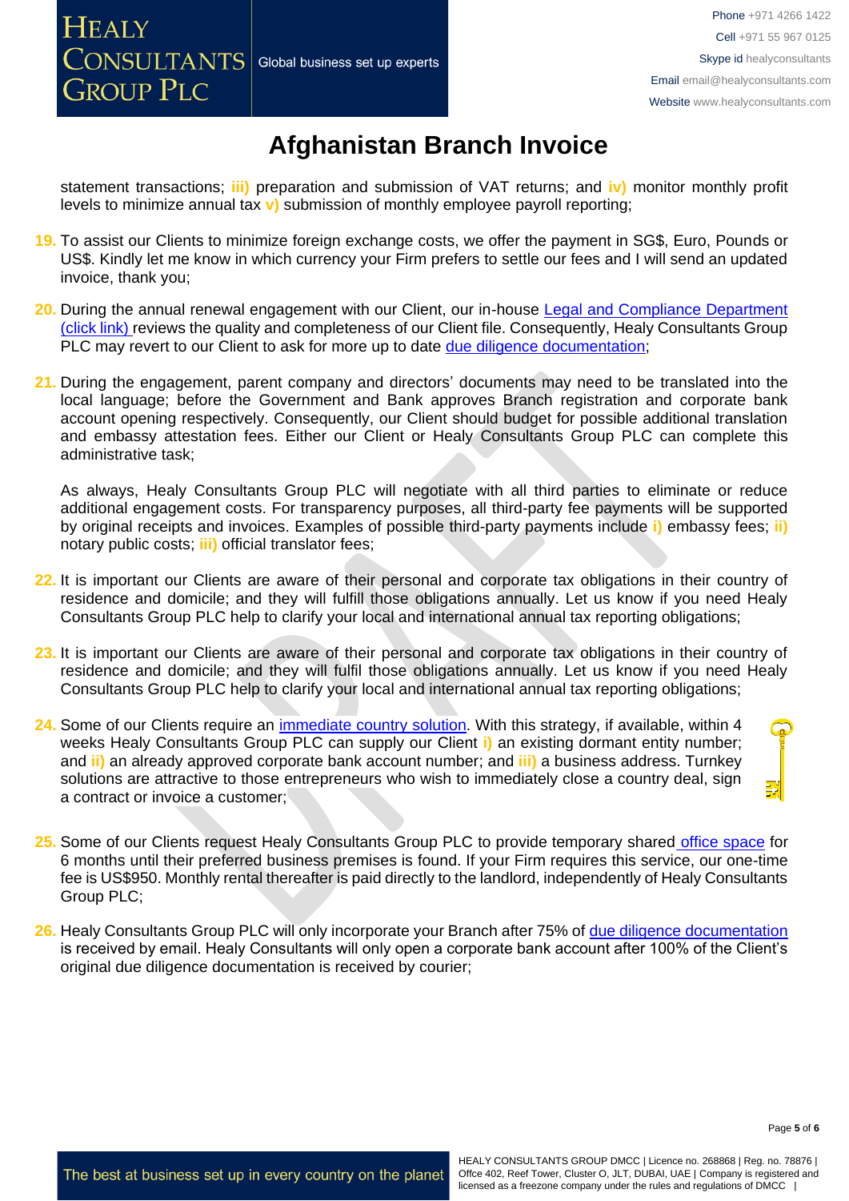# Afghanistan Branch Invoice

statement transactions; **iii)** preparation and submission of VAT returns; and **iv)** monitor monthly profit levels to minimize annual tax **v)** submission of monthly employee payroll reporting;

19. To assist our Clients to minimize foreign exchange costs, we offer the payment in SG$, Euro, Pounds or US$. Kindly let me know in which currency your Firm prefers to settle our fees and I will send an updated invoice, thank you;

20. During the annual renewal engagement with our Client, our in-house Legal and Compliance Department (click link) reviews the quality and completeness of our Client file. Consequently, Healy Consultants Group PLC may revert to our Client to ask for more up to date due diligence documentation;

21. During the engagement, parent company and directors' documents may need to be translated into the local language; before the Government and Bank approves Branch registration and corporate bank account opening respectively. Consequently, our Client should budget for possible additional translation and embassy attestation fees. Either our Client or Healy Consultants Group PLC can complete this administrative task;

    As always, Healy Consultants Group PLC will negotiate with all third parties to eliminate or reduce additional engagement costs. For transparency purposes, all third-party fee payments will be supported by original receipts and invoices. Examples of possible third-party payments include **i)** embassy fees; **ii)** notary public costs; **iii)** official translator fees;

22. It is important our Clients are aware of their personal and corporate tax obligations in their country of residence and domicile; and they will fulfill those obligations annually. Let us know if you need Healy Consultants Group PLC help to clarify your local and international annual tax reporting obligations;

23. It is important our Clients are aware of their personal and corporate tax obligations in their country of residence and domicile; and they will fulfil those obligations annually. Let us know if you need Healy Consultants Group PLC help to clarify your local and international annual tax reporting obligations;

24. Some of our Clients require an immediate country solution. With this strategy, if available, within 4 weeks Healy Consultants Group PLC can supply our Client **i)** an existing dormant entity number; and **ii)** an already approved corporate bank account number; and **iii)** a business address. Turnkey solutions are attractive to those entrepreneurs who wish to immediately close a country deal, sign a contract or invoice a customer;

25. Some of our Clients request Healy Consultants Group PLC to provide temporary shared office space for 6 months until their preferred business premises is found. If your Firm requires this service, our one-time fee is US$950. Monthly rental thereafter is paid directly to the landlord, independently of Healy Consultants Group PLC;

26. Healy Consultants Group PLC will only incorporate your Branch after 75% of due diligence documentation is received by email. Healy Consultants will only open a corporate bank account after 100% of the Client's original due diligence documentation is received by courier;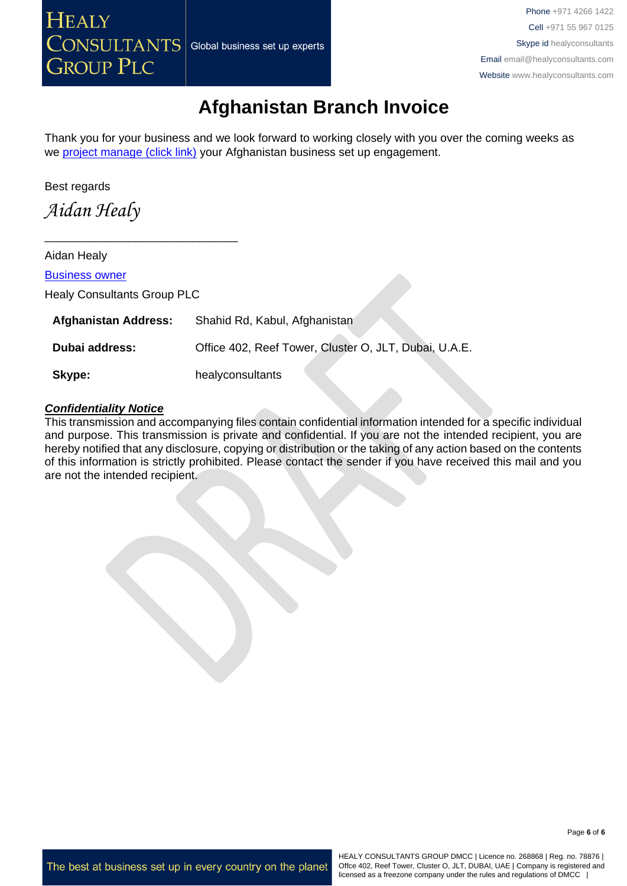# Afghanistan Branch Invoice

Thank you for your business and we look forward to working closely with you over the coming weeks as we project manage (click link) your Afghanistan business set up engagement.

Best regards

*Aidan Healy*

______________________________

Aidan Healy

Business owner

Healy Consultants Group PLC

| | |
|---|---|
| **Afghanistan Address:** | Shahid Rd, Kabul, Afghanistan |
| **Dubai address:** | Office 402, Reef Tower, Cluster O, JLT, Dubai, U.A.E. |
| **Skype:** | healyconsultants |

***Confidentiality Notice***

This transmission and accompanying files contain confidential information intended for a specific individual and purpose. This transmission is private and confidential. If you are not the intended recipient, you are hereby notified that any disclosure, copying or distribution or the taking of any action based on the contents of this information is strictly prohibited. Please contact the sender if you have received this mail and you are not the intended recipient.